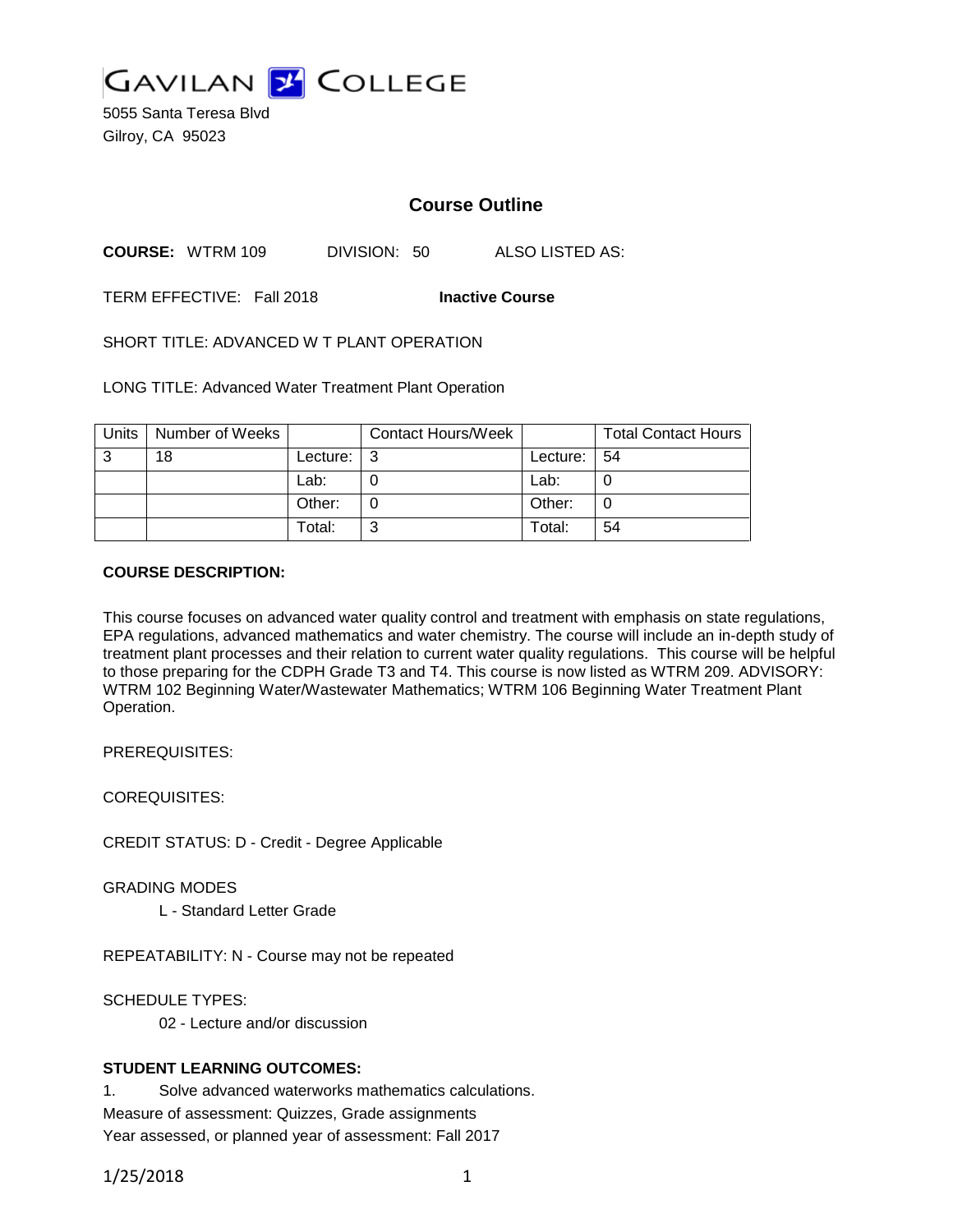# GAVILAN COLLEGE

5055 Santa Teresa Blvd
Gilroy, CA 95023

## Course Outline

**COURSE:** WTRM 109 DIVISION: 50 ALSO LISTED AS:

TERM EFFECTIVE: Fall 2018 **Inactive Course**

SHORT TITLE: ADVANCED W T PLANT OPERATION

LONG TITLE: Advanced Water Treatment Plant Operation

| Units | Number of Weeks | | Contact Hours/Week | | Total Contact Hours |
|---|---|---|---|---|---|
| 3 | 18 | Lecture: | 3 | Lecture: | 54 |
| | | Lab: | 0 | Lab: | 0 |
| | | Other: | 0 | Other: | 0 |
| | | Total: | 3 | Total: | 54 |

**COURSE DESCRIPTION:**

This course focuses on advanced water quality control and treatment with emphasis on state regulations, EPA regulations, advanced mathematics and water chemistry. The course will include an in-depth study of treatment plant processes and their relation to current water quality regulations. This course will be helpful to those preparing for the CDPH Grade T3 and T4. This course is now listed as WTRM 209. ADVISORY: WTRM 102 Beginning Water/Wastewater Mathematics; WTRM 106 Beginning Water Treatment Plant Operation.

PREREQUISITES:

COREQUISITES:

CREDIT STATUS: D - Credit - Degree Applicable

GRADING MODES

L - Standard Letter Grade

REPEATABILITY: N - Course may not be repeated

SCHEDULE TYPES:

02 - Lecture and/or discussion

**STUDENT LEARNING OUTCOMES:**

1. Solve advanced waterworks mathematics calculations.

Measure of assessment: Quizzes, Grade assignments

Year assessed, or planned year of assessment: Fall 2017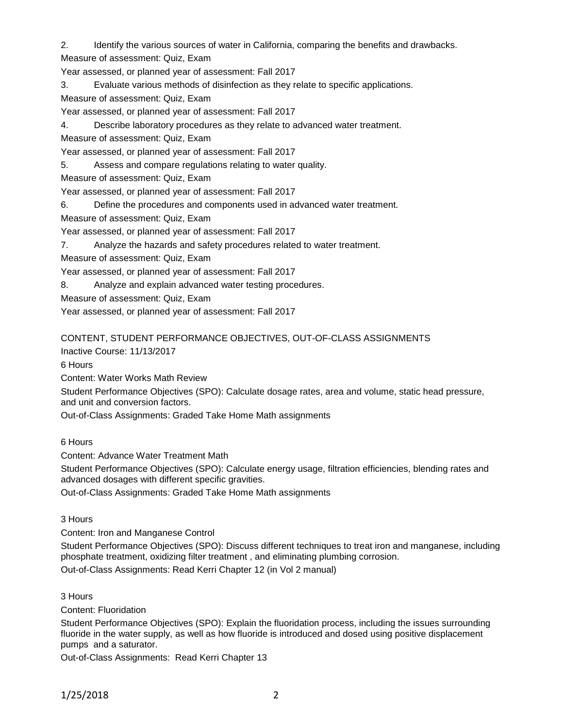2. Identify the various sources of water in California, comparing the benefits and drawbacks.

Measure of assessment: Quiz, Exam

Year assessed, or planned year of assessment: Fall 2017

3. Evaluate various methods of disinfection as they relate to specific applications.

Measure of assessment: Quiz, Exam

Year assessed, or planned year of assessment: Fall 2017

4. Describe laboratory procedures as they relate to advanced water treatment.

Measure of assessment: Quiz, Exam

Year assessed, or planned year of assessment: Fall 2017

5. Assess and compare regulations relating to water quality.

Measure of assessment: Quiz, Exam

Year assessed, or planned year of assessment: Fall 2017

6. Define the procedures and components used in advanced water treatment.

Measure of assessment: Quiz, Exam

Year assessed, or planned year of assessment: Fall 2017

7. Analyze the hazards and safety procedures related to water treatment.

Measure of assessment: Quiz, Exam

Year assessed, or planned year of assessment: Fall 2017

8. Analyze and explain advanced water testing procedures.

Measure of assessment: Quiz, Exam

Year assessed, or planned year of assessment: Fall 2017

CONTENT, STUDENT PERFORMANCE OBJECTIVES, OUT-OF-CLASS ASSIGNMENTS

Inactive Course: 11/13/2017

6 Hours

Content: Water Works Math Review

Student Performance Objectives (SPO): Calculate dosage rates, area and volume, static head pressure, and unit and conversion factors.

Out-of-Class Assignments: Graded Take Home Math assignments

6 Hours

Content: Advance Water Treatment Math

Student Performance Objectives (SPO): Calculate energy usage, filtration efficiencies, blending rates and advanced dosages with different specific gravities.

Out-of-Class Assignments: Graded Take Home Math assignments

3 Hours

Content: Iron and Manganese Control

Student Performance Objectives (SPO): Discuss different techniques to treat iron and manganese, including phosphate treatment, oxidizing filter treatment , and eliminating plumbing corrosion.

Out-of-Class Assignments: Read Kerri Chapter 12 (in Vol 2 manual)

3 Hours

Content: Fluoridation

Student Performance Objectives (SPO): Explain the fluoridation process, including the issues surrounding fluoride in the water supply, as well as how fluoride is introduced and dosed using positive displacement pumps and a saturator.

Out-of-Class Assignments: Read Kerri Chapter 13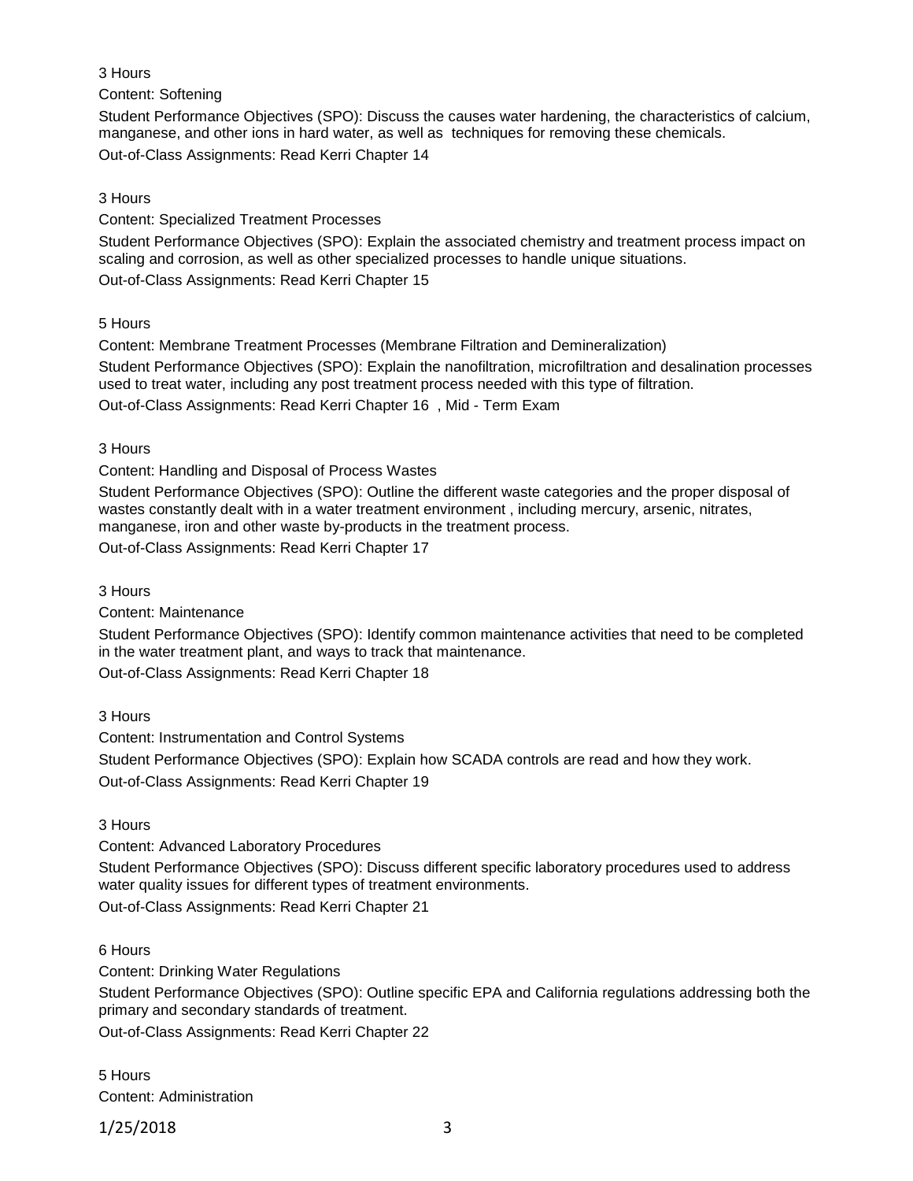3 Hours

Content: Softening

Student Performance Objectives (SPO): Discuss the causes water hardening, the characteristics of calcium, manganese, and other ions in hard water, as well as techniques for removing these chemicals.

Out-of-Class Assignments: Read Kerri Chapter 14

3 Hours

Content: Specialized Treatment Processes

Student Performance Objectives (SPO): Explain the associated chemistry and treatment process impact on scaling and corrosion, as well as other specialized processes to handle unique situations.

Out-of-Class Assignments: Read Kerri Chapter 15

5 Hours

Content: Membrane Treatment Processes (Membrane Filtration and Demineralization)

Student Performance Objectives (SPO): Explain the nanofiltration, microfiltration and desalination processes used to treat water, including any post treatment process needed with this type of filtration.

Out-of-Class Assignments: Read Kerri Chapter 16 , Mid - Term Exam

3 Hours

Content: Handling and Disposal of Process Wastes

Student Performance Objectives (SPO): Outline the different waste categories and the proper disposal of wastes constantly dealt with in a water treatment environment , including mercury, arsenic, nitrates, manganese, iron and other waste by-products in the treatment process.

Out-of-Class Assignments: Read Kerri Chapter 17

3 Hours

Content: Maintenance

Student Performance Objectives (SPO): Identify common maintenance activities that need to be completed in the water treatment plant, and ways to track that maintenance.

Out-of-Class Assignments: Read Kerri Chapter 18

3 Hours

Content: Instrumentation and Control Systems

Student Performance Objectives (SPO): Explain how SCADA controls are read and how they work.

Out-of-Class Assignments: Read Kerri Chapter 19

3 Hours

Content: Advanced Laboratory Procedures

Student Performance Objectives (SPO): Discuss different specific laboratory procedures used to address water quality issues for different types of treatment environments.

Out-of-Class Assignments: Read Kerri Chapter 21

6 Hours

Content: Drinking Water Regulations

Student Performance Objectives (SPO): Outline specific EPA and California regulations addressing both the primary and secondary standards of treatment.

Out-of-Class Assignments: Read Kerri Chapter 22

5 Hours

Content: Administration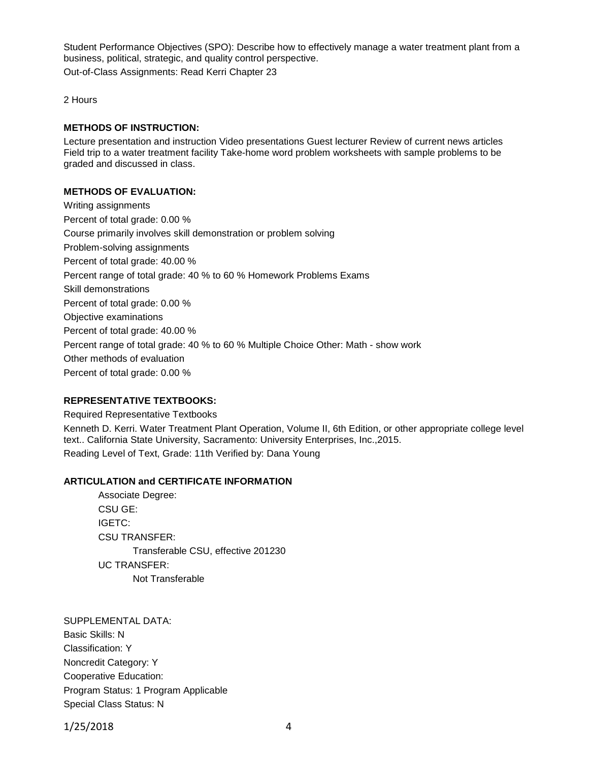Student Performance Objectives (SPO): Describe how to effectively manage a water treatment plant from a business, political, strategic, and quality control perspective.

Out-of-Class Assignments: Read Kerri Chapter 23

2 Hours

**METHODS OF INSTRUCTION:**

Lecture presentation and instruction Video presentations Guest lecturer Review of current news articles Field trip to a water treatment facility Take-home word problem worksheets with sample problems to be graded and discussed in class.

**METHODS OF EVALUATION:**

Writing assignments

Percent of total grade: 0.00 %

Course primarily involves skill demonstration or problem solving

Problem-solving assignments

Percent of total grade: 40.00 %

Percent range of total grade: 40 % to 60 % Homework Problems Exams

Skill demonstrations

Percent of total grade: 0.00 %

Objective examinations

Percent of total grade: 40.00 %

Percent range of total grade: 40 % to 60 % Multiple Choice Other: Math - show work

Other methods of evaluation

Percent of total grade: 0.00 %

**REPRESENTATIVE TEXTBOOKS:**

Required Representative Textbooks

Kenneth D. Kerri. Water Treatment Plant Operation, Volume II, 6th Edition, or other appropriate college level text.. California State University, Sacramento: University Enterprises, Inc.,2015.

Reading Level of Text, Grade: 11th Verified by: Dana Young

**ARTICULATION and CERTIFICATE INFORMATION**

Associate Degree:

CSU GE:

IGETC:

CSU TRANSFER:

Transferable CSU, effective 201230

UC TRANSFER:

Not Transferable

SUPPLEMENTAL DATA:

Basic Skills: N

Classification: Y

Noncredit Category: Y

Cooperative Education:

Program Status: 1 Program Applicable

Special Class Status: N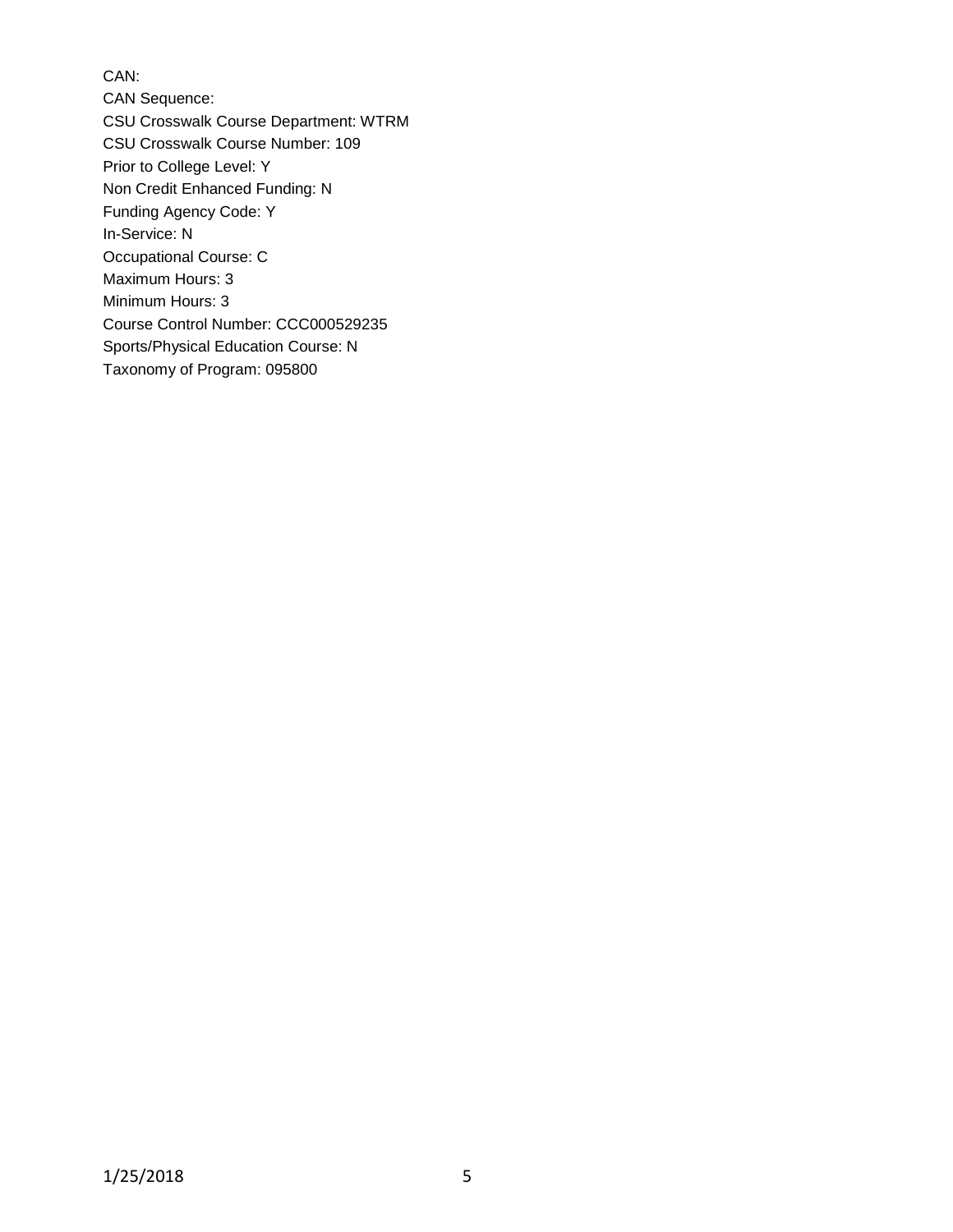CAN:

CAN Sequence:

CSU Crosswalk Course Department: WTRM

CSU Crosswalk Course Number: 109

Prior to College Level: Y

Non Credit Enhanced Funding: N

Funding Agency Code: Y

In-Service: N

Occupational Course: C

Maximum Hours: 3

Minimum Hours: 3

Course Control Number: CCC000529235

Sports/Physical Education Course: N

Taxonomy of Program: 095800